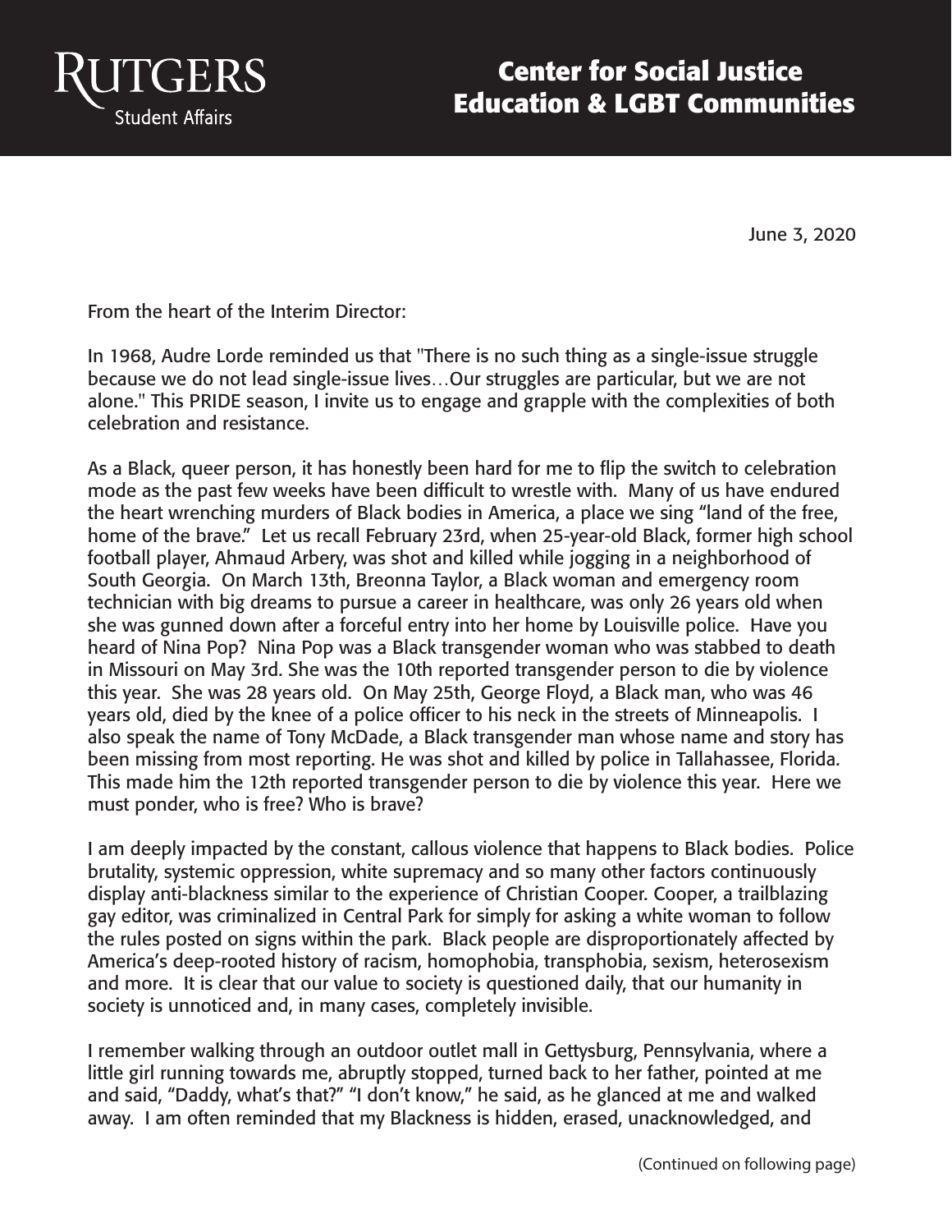# Center for Social Justice Education & LGBT Communities

Rutgers Student Affairs

June 3, 2020

From the heart of the Interim Director:

In 1968, Audre Lorde reminded us that "There is no such thing as a single-issue struggle because we do not lead single-issue lives…Our struggles are particular, but we are not alone." This PRIDE season, I invite us to engage and grapple with the complexities of both celebration and resistance.

As a Black, queer person, it has honestly been hard for me to flip the switch to celebration mode as the past few weeks have been difficult to wrestle with. Many of us have endured the heart wrenching murders of Black bodies in America, a place we sing "land of the free, home of the brave." Let us recall February 23rd, when 25-year-old Black, former high school football player, Ahmaud Arbery, was shot and killed while jogging in a neighborhood of South Georgia. On March 13th, Breonna Taylor, a Black woman and emergency room technician with big dreams to pursue a career in healthcare, was only 26 years old when she was gunned down after a forceful entry into her home by Louisville police. Have you heard of Nina Pop? Nina Pop was a Black transgender woman who was stabbed to death in Missouri on May 3rd. She was the 10th reported transgender person to die by violence this year. She was 28 years old. On May 25th, George Floyd, a Black man, who was 46 years old, died by the knee of a police officer to his neck in the streets of Minneapolis. I also speak the name of Tony McDade, a Black transgender man whose name and story has been missing from most reporting. He was shot and killed by police in Tallahassee, Florida. This made him the 12th reported transgender person to die by violence this year. Here we must ponder, who is free? Who is brave?

I am deeply impacted by the constant, callous violence that happens to Black bodies. Police brutality, systemic oppression, white supremacy and so many other factors continuously display anti-blackness similar to the experience of Christian Cooper. Cooper, a trailblazing gay editor, was criminalized in Central Park for simply for asking a white woman to follow the rules posted on signs within the park. Black people are disproportionately affected by America's deep-rooted history of racism, homophobia, transphobia, sexism, heterosexism and more. It is clear that our value to society is questioned daily, that our humanity in society is unnoticed and, in many cases, completely invisible.

I remember walking through an outdoor outlet mall in Gettysburg, Pennsylvania, where a little girl running towards me, abruptly stopped, turned back to her father, pointed at me and said, "Daddy, what's that?" "I don't know," he said, as he glanced at me and walked away. I am often reminded that my Blackness is hidden, erased, unacknowledged, and

(Continued on following page)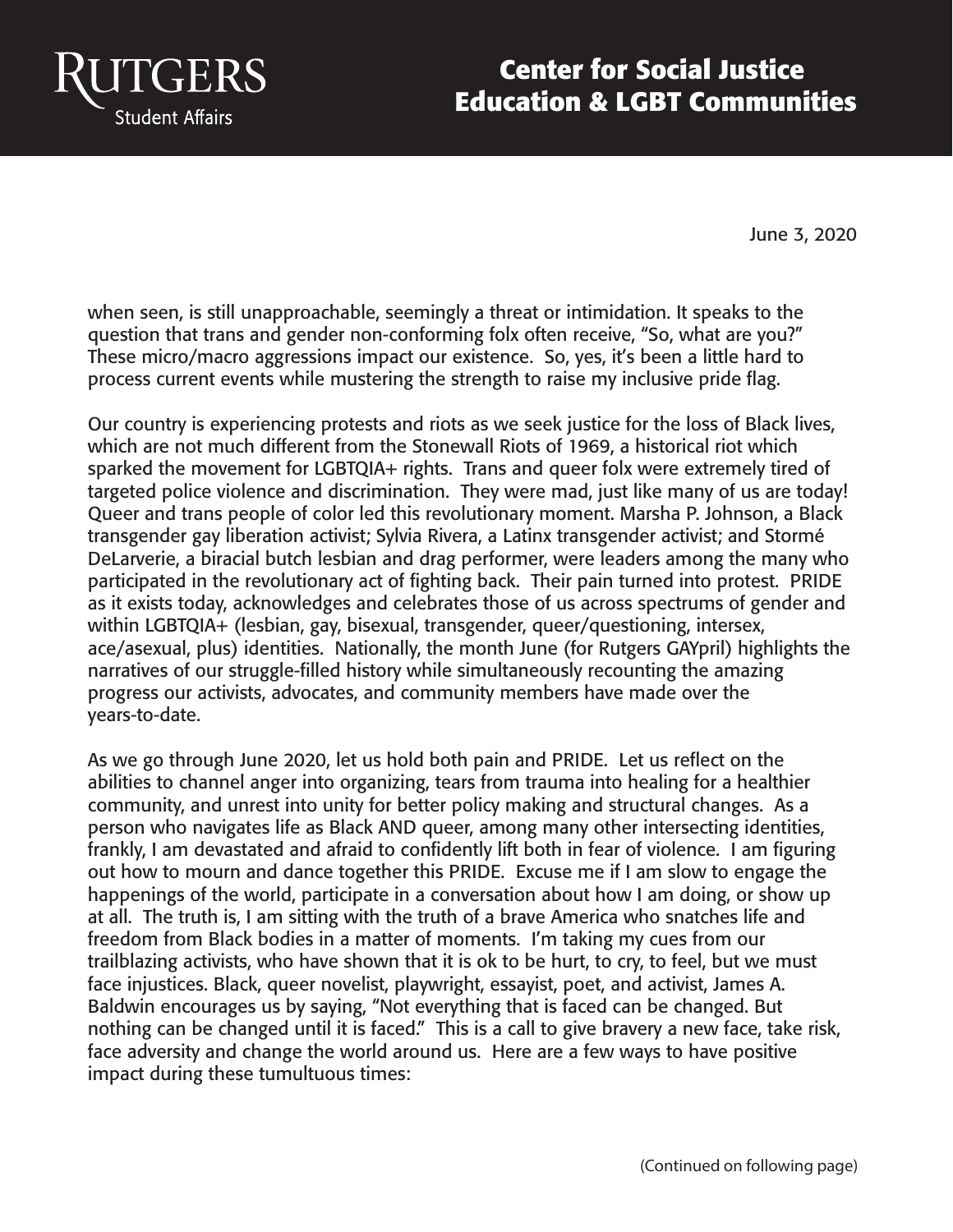June 3, 2020

when seen, is still unapproachable, seemingly a threat or intimidation. It speaks to the question that trans and gender non-conforming folx often receive, “So, what are you?” These micro/macro aggressions impact our existence. So, yes, it’s been a little hard to process current events while mustering the strength to raise my inclusive pride flag.

Our country is experiencing protests and riots as we seek justice for the loss of Black lives, which are not much different from the Stonewall Riots of 1969, a historical riot which sparked the movement for LGBTQIA+ rights. Trans and queer folx were extremely tired of targeted police violence and discrimination. They were mad, just like many of us are today! Queer and trans people of color led this revolutionary moment. Marsha P. Johnson, a Black transgender gay liberation activist; Sylvia Rivera, a Latinx transgender activist; and Stormé DeLarverie, a biracial butch lesbian and drag performer, were leaders among the many who participated in the revolutionary act of fighting back. Their pain turned into protest. PRIDE as it exists today, acknowledges and celebrates those of us across spectrums of gender and within LGBTQIA+ (lesbian, gay, bisexual, transgender, queer/questioning, intersex, ace/asexual, plus) identities. Nationally, the month June (for Rutgers GAYpril) highlights the narratives of our struggle-filled history while simultaneously recounting the amazing progress our activists, advocates, and community members have made over the years-to-date.

As we go through June 2020, let us hold both pain and PRIDE. Let us reflect on the abilities to channel anger into organizing, tears from trauma into healing for a healthier community, and unrest into unity for better policy making and structural changes. As a person who navigates life as Black AND queer, among many other intersecting identities, frankly, I am devastated and afraid to confidently lift both in fear of violence. I am figuring out how to mourn and dance together this PRIDE. Excuse me if I am slow to engage the happenings of the world, participate in a conversation about how I am doing, or show up at all. The truth is, I am sitting with the truth of a brave America who snatches life and freedom from Black bodies in a matter of moments. I’m taking my cues from our trailblazing activists, who have shown that it is ok to be hurt, to cry, to feel, but we must face injustices. Black, queer novelist, playwright, essayist, poet, and activist, James A. Baldwin encourages us by saying, “Not everything that is faced can be changed. But nothing can be changed until it is faced.” This is a call to give bravery a new face, take risk, face adversity and change the world around us. Here are a few ways to have positive impact during these tumultuous times:

(Continued on following page)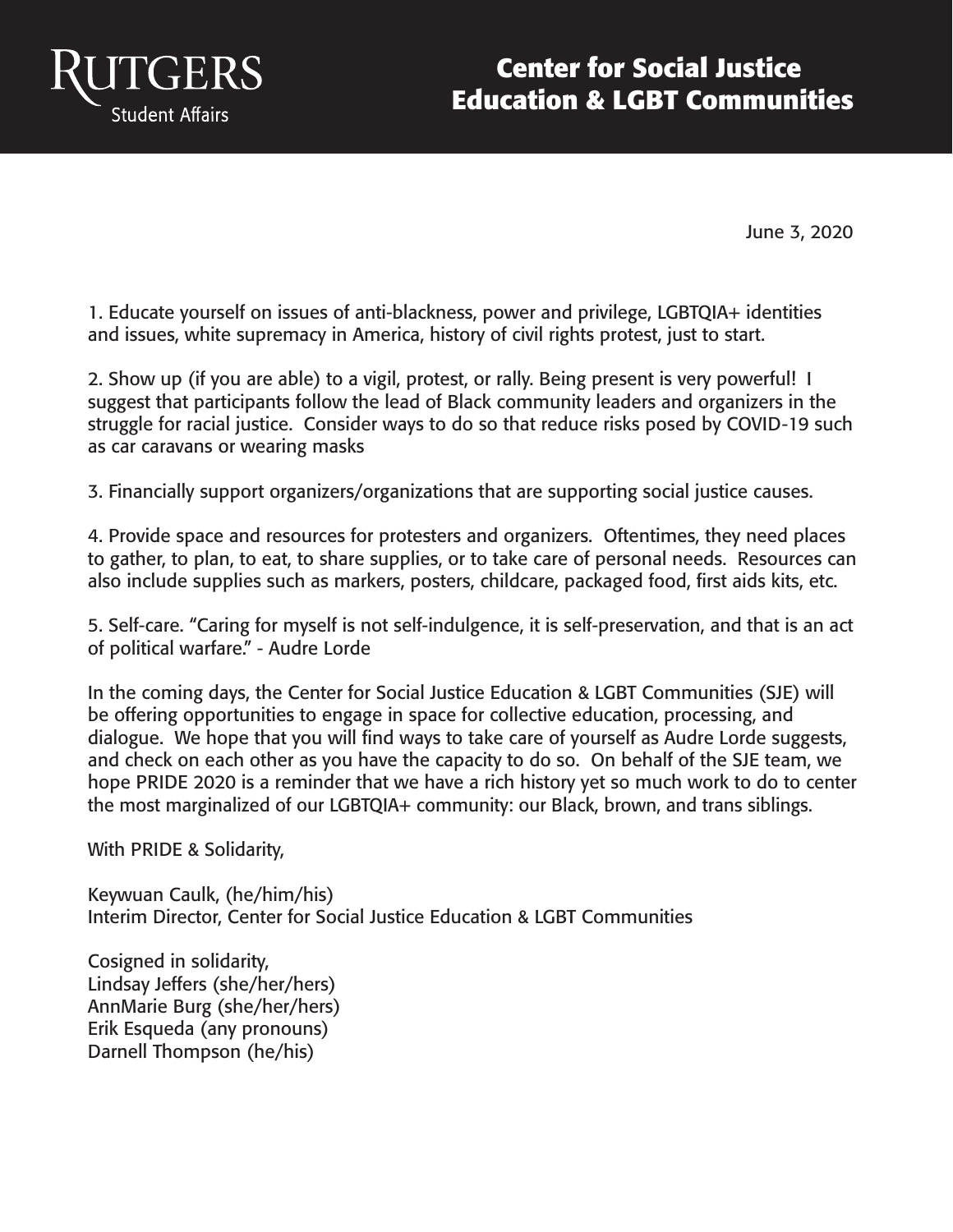# Center for Social Justice Education & LGBT Communities

June 3, 2020

1. Educate yourself on issues of anti-blackness, power and privilege, LGBTQIA+ identities and issues, white supremacy in America, history of civil rights protest, just to start.

2. Show up (if you are able) to a vigil, protest, or rally. Being present is very powerful! I suggest that participants follow the lead of Black community leaders and organizers in the struggle for racial justice. Consider ways to do so that reduce risks posed by COVID-19 such as car caravans or wearing masks

3. Financially support organizers/organizations that are supporting social justice causes.

4. Provide space and resources for protesters and organizers. Oftentimes, they need places to gather, to plan, to eat, to share supplies, or to take care of personal needs. Resources can also include supplies such as markers, posters, childcare, packaged food, first aids kits, etc.

5. Self-care. "Caring for myself is not self-indulgence, it is self-preservation, and that is an act of political warfare." - Audre Lorde

In the coming days, the Center for Social Justice Education & LGBT Communities (SJE) will be offering opportunities to engage in space for collective education, processing, and dialogue. We hope that you will find ways to take care of yourself as Audre Lorde suggests, and check on each other as you have the capacity to do so. On behalf of the SJE team, we hope PRIDE 2020 is a reminder that we have a rich history yet so much work to do to center the most marginalized of our LGBTQIA+ community: our Black, brown, and trans siblings.

With PRIDE & Solidarity,

Keywuan Caulk, (he/him/his)
Interim Director, Center for Social Justice Education & LGBT Communities

Cosigned in solidarity,
Lindsay Jeffers (she/her/hers)
AnnMarie Burg (she/her/hers)
Erik Esqueda (any pronouns)
Darnell Thompson (he/his)